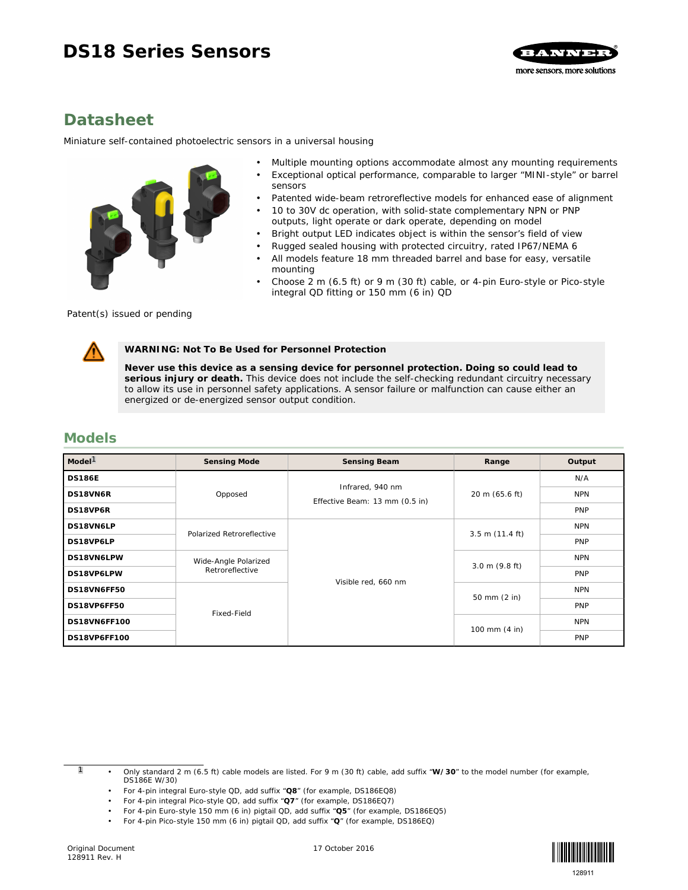# DS18 Series Sensors

## Datasheet

Miniature self-contained photoelectric sensors in a universal housing

- Multiple mounting options accommodate almost any mounting requirements
- Exceptional optical performance, comparable to larger "MINI-style" or barrel sensors
- Patented wide-beam retroreflective models for enhanced ease of alignment
- 10 to 30V dc operation, with solid-state complementary NPN or PNP outputs, light operate or dark operate, depending on model
- Bright output LED indicates object is within the sensor's field of view
- Rugged sealed housing with protected circuitry, rated IP67/NEMA 6
- All models feature 18 mm threaded barrel and base for easy, versatile mounting
- Choose 2 m (6.5 ft) or 9 m (30 ft) cable, or 4-pin Euro-style or Pico-style integral QD fitting or 150 mm (6 in) QD

Patent(s) issued or pending

**WARNING: Not To Be Used for Personnel Protection**

**Never use this device as a sensing device for personnel protection. Doing so could lead to serious injury or death.** This device does not include the self-checking redundant circuitry necessary to allow its use in personnel safety applications. A sensor failure or malfunction can cause either an energized or de-energized sensor output condition.

## Models

| Model[1] | Sensing Mode | Sensing Beam | Range | Output |
|---|---|---|---|---|
| **DS186E** | Opposed | Infrared, 940 nm<br>Effective Beam: 13 mm (0.5 in) | 20 m (65.6 ft) | N/A |
| **DS18VN6R** | | | | NPN |
| **DS18VP6R** | | | | PNP |
| **DS18VN6LP** | Polarized Retroreflective | Visible red, 660 nm | 3.5 m (11.4 ft) | NPN |
| **DS18VP6LP** | | | | PNP |
| **DS18VN6LPW** | Wide-Angle Polarized Retroreflective | | 3.0 m (9.8 ft) | NPN |
| **DS18VP6LPW** | | | | PNP |
| **DS18VN6FF50** | Fixed-Field | | 50 mm (2 in) | NPN |
| **DS18VP6FF50** | | | | PNP |
| **DS18VN6FF100** | | | 100 mm (4 in) | NPN |
| **DS18VP6FF100** | | | | PNP |

[1]
- Only standard 2 m (6.5 ft) cable models are listed. For 9 m (30 ft) cable, add suffix "**W/30**" to the model number (for example, DS186E W/30)
- For 4-pin integral Euro-style QD, add suffix "**Q8**" (for example, DS186EQ8)
- For 4-pin integral Pico-style QD, add suffix "**Q7**" (for example, DS186EQ7)
- For 4-pin Euro-style 150 mm (6 in) pigtail QD, add suffix "**Q5**" (for example, DS186EQ5)
- For 4-pin Pico-style 150 mm (6 in) pigtail QD, add suffix "**Q**" (for example, DS186EQ)

Original Document
128911 Rev. H

17 October 2016

128911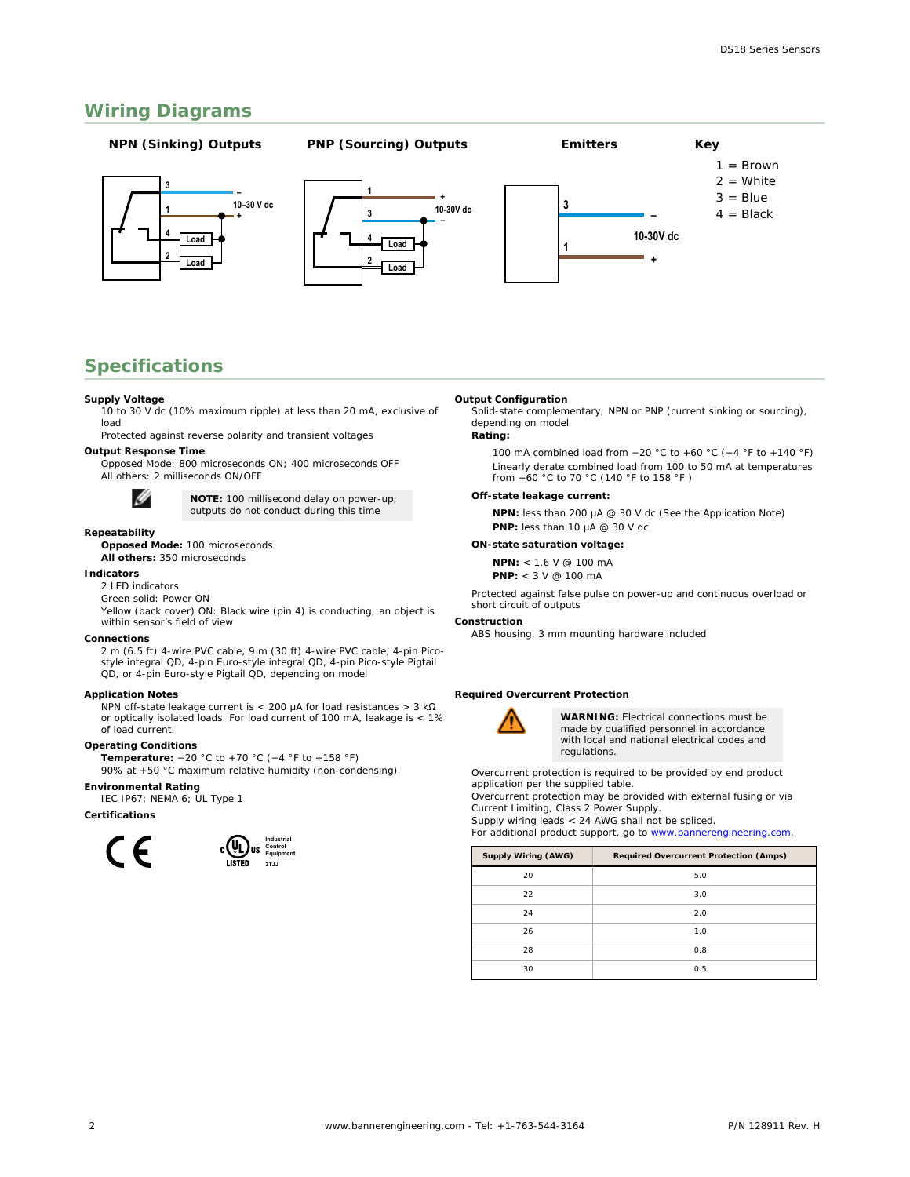## Wiring Diagrams

**NPN (Sinking) Outputs**

3 — –
1 — + 10–30 V dc
4 — Load
2 — Load

**PNP (Sourcing) Outputs**

1 — +
3 — – 10-30V dc
4 — Load
2 — Load

**Emitters**

3 — –
1 — + 10-30V dc

**Key**

1 = Brown
2 = White
3 = Blue
4 = Black

## Specifications

**Supply Voltage**
10 to 30 V dc (10% maximum ripple) at less than 20 mA, exclusive of load
Protected against reverse polarity and transient voltages

**Output Response Time**
Opposed Mode: 800 microseconds ON; 400 microseconds OFF
All others: 2 milliseconds ON/OFF

**NOTE:** 100 millisecond delay on power-up; outputs do not conduct during this time

**Repeatability**
**Opposed Mode:** 100 microseconds
**All others:** 350 microseconds

**Indicators**
2 LED indicators
Green solid: Power ON
Yellow (back cover) ON: Black wire (pin 4) is conducting; an object is within sensor's field of view

**Connections**
2 m (6.5 ft) 4-wire PVC cable, 9 m (30 ft) 4-wire PVC cable, 4-pin Pico-style integral QD, 4-pin Euro-style integral QD, 4-pin Pico-style Pigtail QD, or 4-pin Euro-style Pigtail QD, depending on model

**Application Notes**
NPN off-state leakage current is < 200 µA for load resistances > 3 kΩ or optically isolated loads. For load current of 100 mA, leakage is < 1% of load current.

**Operating Conditions**
**Temperature:** −20 °C to +70 °C (−4 °F to +158 °F)
90% at +50 °C maximum relative humidity (non-condensing)

**Environmental Rating**
IEC IP67; NEMA 6; UL Type 1

**Certifications**

CE — c UL us LISTED Industrial Control Equipment 3TJJ

**Output Configuration**
Solid-state complementary; NPN or PNP (current sinking or sourcing), depending on model

**Rating:**

100 mA combined load from −20 °C to +60 °C (−4 °F to +140 °F)

Linearly derate combined load from 100 to 50 mA at temperatures from +60 °C to 70 °C (140 °F to 158 °F )

**Off-state leakage current:**

**NPN:** less than 200 µA @ 30 V dc (See the Application Note)
**PNP:** less than 10 µA @ 30 V dc

**ON-state saturation voltage:**

**NPN:** < 1.6 V @ 100 mA
**PNP:** < 3 V @ 100 mA

Protected against false pulse on power-up and continuous overload or short circuit of outputs

**Construction**
ABS housing, 3 mm mounting hardware included

**Required Overcurrent Protection**

**WARNING:** Electrical connections must be made by qualified personnel in accordance with local and national electrical codes and regulations.

Overcurrent protection is required to be provided by end product application per the supplied table.
Overcurrent protection may be provided with external fusing or via Current Limiting, Class 2 Power Supply.
Supply wiring leads < 24 AWG shall not be spliced.
For additional product support, go to www.bannerengineering.com.

| Supply Wiring (AWG) | Required Overcurrent Protection (Amps) |
|---|---|
| 20 | 5.0 |
| 22 | 3.0 |
| 24 | 2.0 |
| 26 | 1.0 |
| 28 | 0.8 |
| 30 | 0.5 |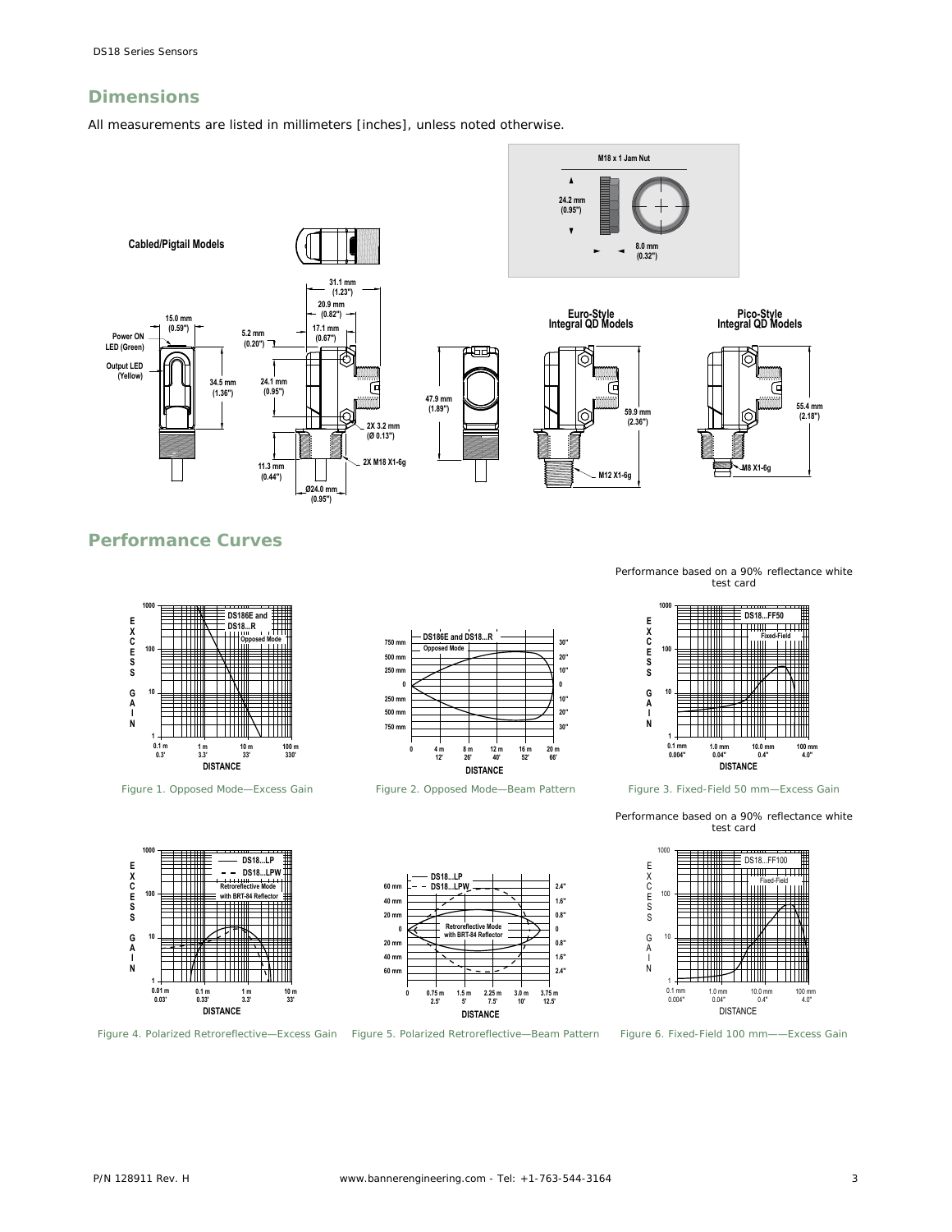## Dimensions

All measurements are listed in millimeters [inches], unless noted otherwise.

Performance based on a 90% reflectance white test card

Figure 1. Opposed Mode—Excess Gain

Figure 2. Opposed Mode—Beam Pattern

Figure 3. Fixed-Field 50 mm—Excess Gain

Performance based on a 90% reflectance white test card

Figure 4. Polarized Retroreflective—Excess Gain

Figure 5. Polarized Retroreflective—Beam Pattern

Figure 6. Fixed-Field 100 mm——Excess Gain

## Performance Curves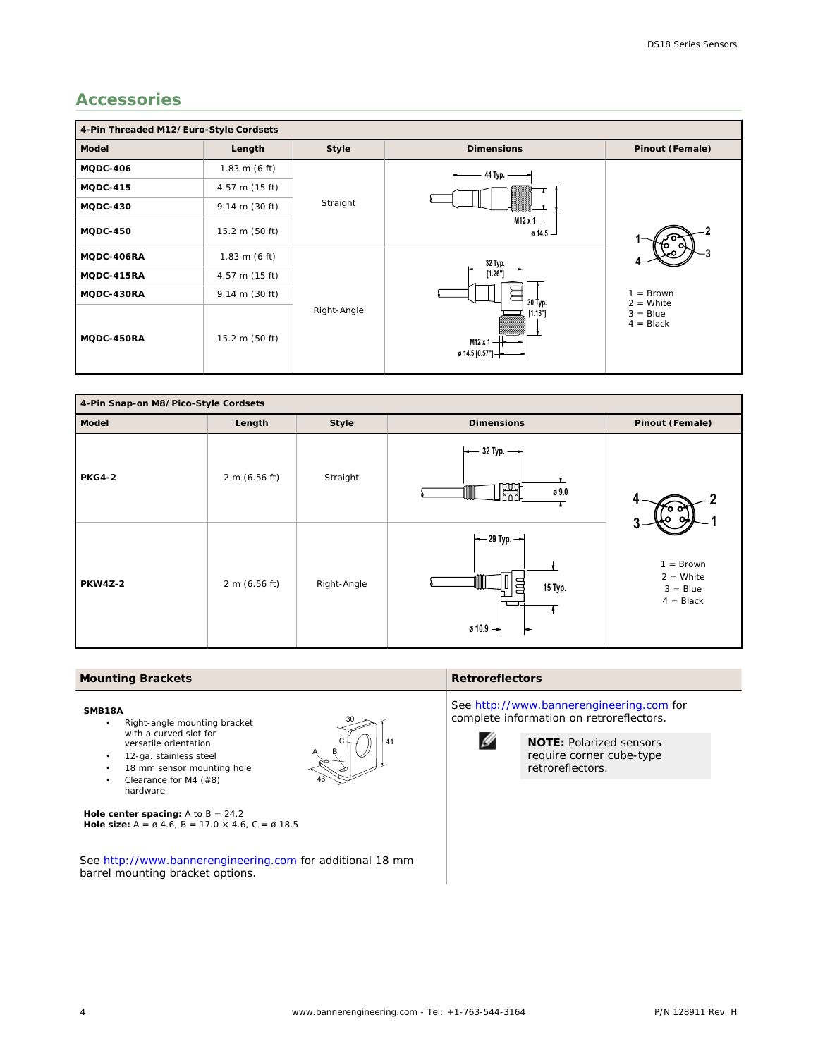## Accessories

| 4-Pin Threaded M12/Euro-Style Cordsets | | | | |
|---|---|---|---|---|
| **Model** | **Length** | **Style** | **Dimensions** | **Pinout (Female)** |
| **MQDC-406** | 1.83 m (6 ft) | Straight | 44 Typ.; M12 x 1; ø 14.5 | 1 = Brown<br>2 = White<br>3 = Blue<br>4 = Black |
| **MQDC-415** | 4.57 m (15 ft) | | | |
| **MQDC-430** | 9.14 m (30 ft) | | | |
| **MQDC-450** | 15.2 m (50 ft) | | | |
| **MQDC-406RA** | 1.83 m (6 ft) | Right-Angle | 32 Typ. [1.26"]; 30 Typ. [1.18"]; M12 x 1; ø 14.5 [0.57"] | |
| **MQDC-415RA** | 4.57 m (15 ft) | | | |
| **MQDC-430RA** | 9.14 m (30 ft) | | | |
| **MQDC-450RA** | 15.2 m (50 ft) | | | |

| 4-Pin Snap-on M8/Pico-Style Cordsets | | | | |
|---|---|---|---|---|
| **Model** | **Length** | **Style** | **Dimensions** | **Pinout (Female)** |
| **PKG4-2** | 2 m (6.56 ft) | Straight | 32 Typ.; ø 9.0 | 1 = Brown<br>2 = White<br>3 = Blue<br>4 = Black |
| **PKW4Z-2** | 2 m (6.56 ft) | Right-Angle | 29 Typ.; 15 Typ.; ø 10.9 | |

### Mounting Brackets

**SMB18A**

- Right-angle mounting bracket with a curved slot for versatile orientation
- 12-ga. stainless steel
- 18 mm sensor mounting hole
- Clearance for M4 (#8) hardware

**Hole center spacing:** A to B = 24.2
**Hole size:** A = ø 4.6, B = 17.0 × 4.6, C = ø 18.5

See http://www.bannerengineering.com for additional 18 mm barrel mounting bracket options.

### Retroreflectors

See http://www.bannerengineering.com for complete information on retroreflectors.

**NOTE:** Polarized sensors require corner cube-type retroreflectors.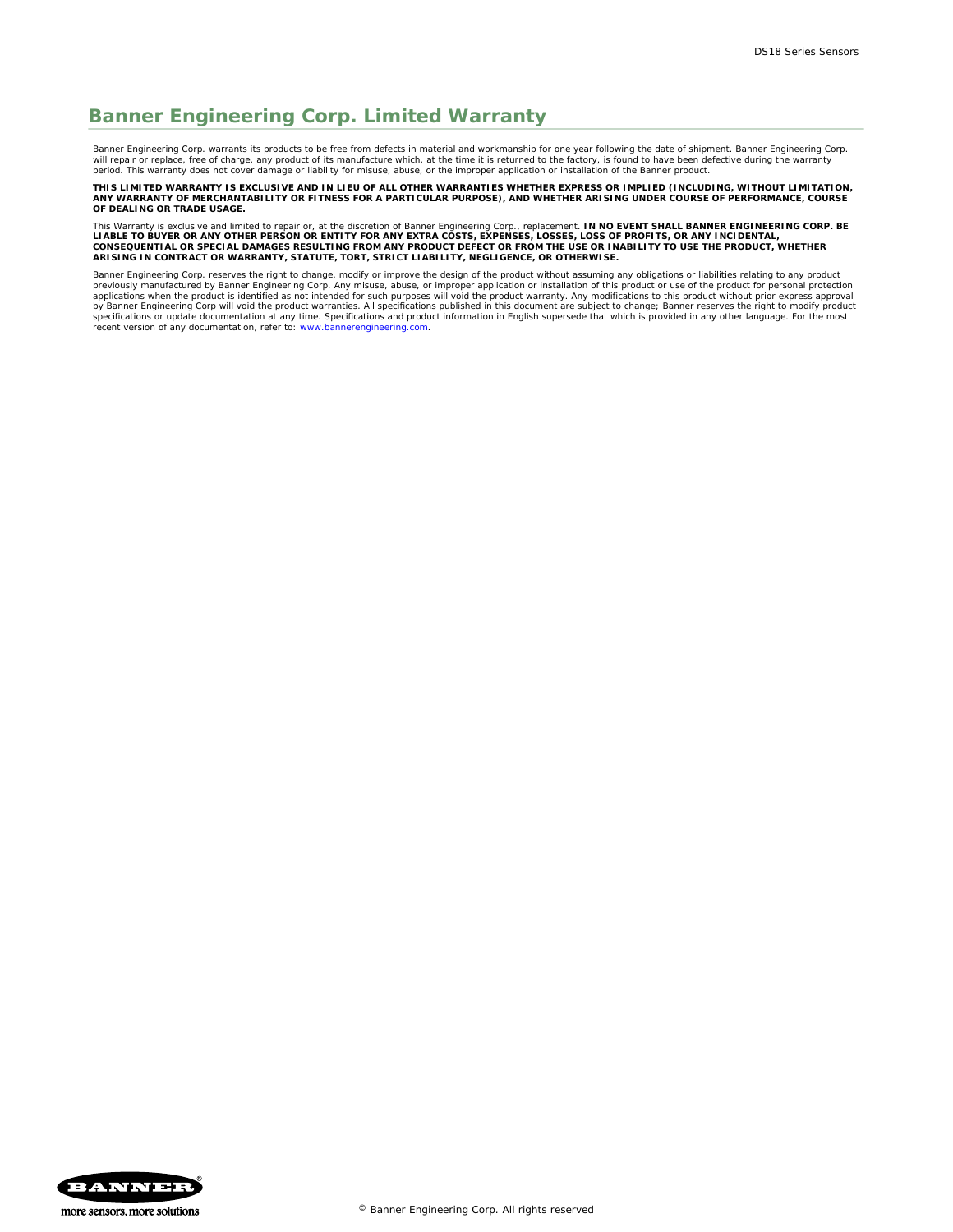## Banner Engineering Corp. Limited Warranty

Banner Engineering Corp. warrants its products to be free from defects in material and workmanship for one year following the date of shipment. Banner Engineering Corp. will repair or replace, free of charge, any product of its manufacture which, at the time it is returned to the factory, is found to have been defective during the warranty period. This warranty does not cover damage or liability for misuse, abuse, or the improper application or installation of the Banner product.

**THIS LIMITED WARRANTY IS EXCLUSIVE AND IN LIEU OF ALL OTHER WARRANTIES WHETHER EXPRESS OR IMPLIED (INCLUDING, WITHOUT LIMITATION, ANY WARRANTY OF MERCHANTABILITY OR FITNESS FOR A PARTICULAR PURPOSE), AND WHETHER ARISING UNDER COURSE OF PERFORMANCE, COURSE OF DEALING OR TRADE USAGE.**

This Warranty is exclusive and limited to repair or, at the discretion of Banner Engineering Corp., replacement. **IN NO EVENT SHALL BANNER ENGINEERING CORP. BE LIABLE TO BUYER OR ANY OTHER PERSON OR ENTITY FOR ANY EXTRA COSTS, EXPENSES, LOSSES, LOSS OF PROFITS, OR ANY INCIDENTAL, CONSEQUENTIAL OR SPECIAL DAMAGES RESULTING FROM ANY PRODUCT DEFECT OR FROM THE USE OR INABILITY TO USE THE PRODUCT, WHETHER ARISING IN CONTRACT OR WARRANTY, STATUTE, TORT, STRICT LIABILITY, NEGLIGENCE, OR OTHERWISE.**

Banner Engineering Corp. reserves the right to change, modify or improve the design of the product without assuming any obligations or liabilities relating to any product previously manufactured by Banner Engineering Corp. Any misuse, abuse, or improper application or installation of this product or use of the product for personal protection applications when the product is identified as not intended for such purposes will void the product warranty. Any modifications to this product without prior express approval by Banner Engineering Corp will void the product warranties. All specifications published in this document are subject to change; Banner reserves the right to modify product specifications or update documentation at any time. Specifications and product information in English supersede that which is provided in any other language. For the most recent version of any documentation, refer to: www.bannerengineering.com.

BANNER®
more sensors, more solutions

© Banner Engineering Corp. All rights reserved